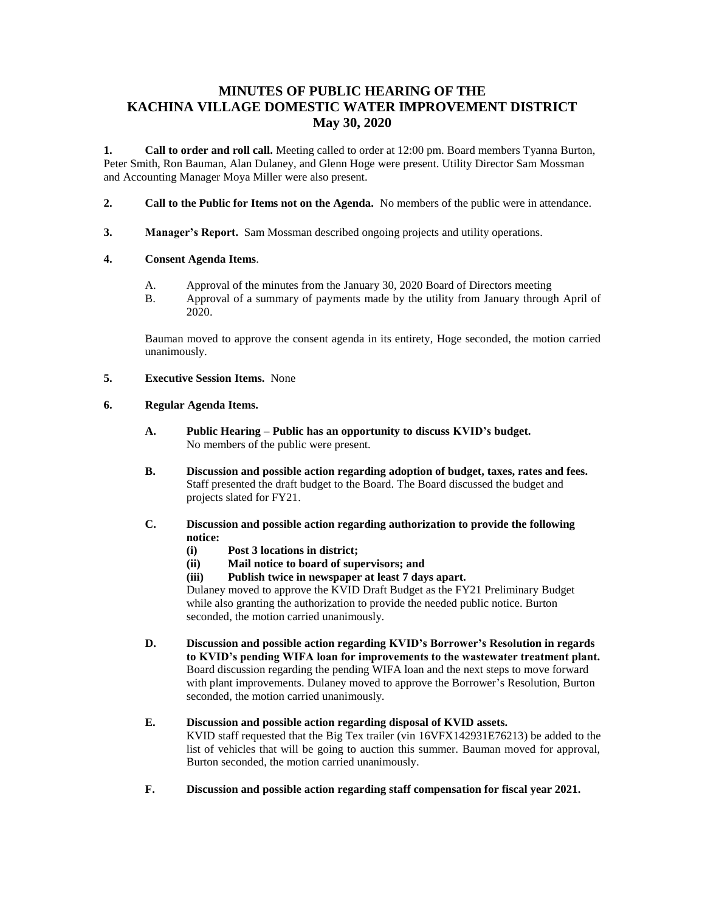# MINUTES OF PUBLIC HEARING OF THE KACHINA VILLAGE DOMESTIC WATER IMPROVEMENT DISTRICT May 30, 2020

**1. Call to order and roll call.** Meeting called to order at 12:00 pm. Board members Tyanna Burton, Peter Smith, Ron Bauman, Alan Dulaney, and Glenn Hoge were present. Utility Director Sam Mossman and Accounting Manager Moya Miller were also present.

**2. Call to the Public for Items not on the Agenda.** No members of the public were in attendance.

**3. Manager's Report.** Sam Mossman described ongoing projects and utility operations.

**4. Consent Agenda Items**.

A. Approval of the minutes from the January 30, 2020 Board of Directors meeting

B. Approval of a summary of payments made by the utility from January through April of 2020.

Bauman moved to approve the consent agenda in its entirety, Hoge seconded, the motion carried unanimously.

**5. Executive Session Items.** None

**6. Regular Agenda Items.**

**A. Public Hearing – Public has an opportunity to discuss KVID's budget.**
No members of the public were present.

**B. Discussion and possible action regarding adoption of budget, taxes, rates and fees.**
Staff presented the draft budget to the Board. The Board discussed the budget and projects slated for FY21.

**C. Discussion and possible action regarding authorization to provide the following notice:**

**(i) Post 3 locations in district;**

**(ii) Mail notice to board of supervisors; and**

**(iii) Publish twice in newspaper at least 7 days apart.**

Dulaney moved to approve the KVID Draft Budget as the FY21 Preliminary Budget while also granting the authorization to provide the needed public notice. Burton seconded, the motion carried unanimously.

**D. Discussion and possible action regarding KVID's Borrower's Resolution in regards to KVID's pending WIFA loan for improvements to the wastewater treatment plant.**
Board discussion regarding the pending WIFA loan and the next steps to move forward with plant improvements. Dulaney moved to approve the Borrower's Resolution, Burton seconded, the motion carried unanimously.

**E. Discussion and possible action regarding disposal of KVID assets.**
KVID staff requested that the Big Tex trailer (vin 16VFX142931E76213) be added to the list of vehicles that will be going to auction this summer. Bauman moved for approval, Burton seconded, the motion carried unanimously.

**F. Discussion and possible action regarding staff compensation for fiscal year 2021.**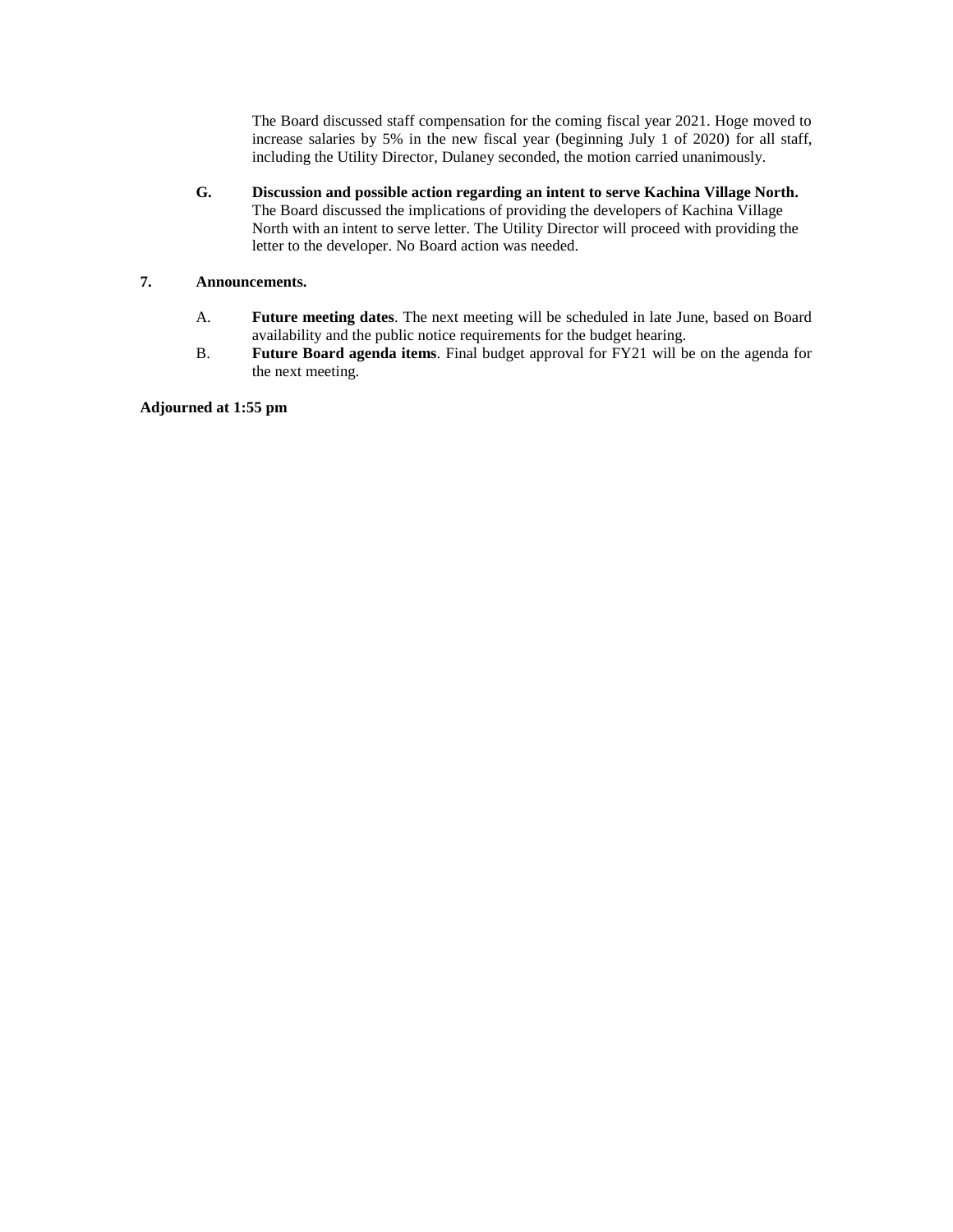The Board discussed staff compensation for the coming fiscal year 2021. Hoge moved to increase salaries by 5% in the new fiscal year (beginning July 1 of 2020) for all staff, including the Utility Director, Dulaney seconded, the motion carried unanimously.

**G. Discussion and possible action regarding an intent to serve Kachina Village North.** The Board discussed the implications of providing the developers of Kachina Village North with an intent to serve letter. The Utility Director will proceed with providing the letter to the developer. No Board action was needed.

**7. Announcements.**

A. **Future meeting dates**. The next meeting will be scheduled in late June, based on Board availability and the public notice requirements for the budget hearing.

B. **Future Board agenda items**. Final budget approval for FY21 will be on the agenda for the next meeting.

**Adjourned at 1:55 pm**